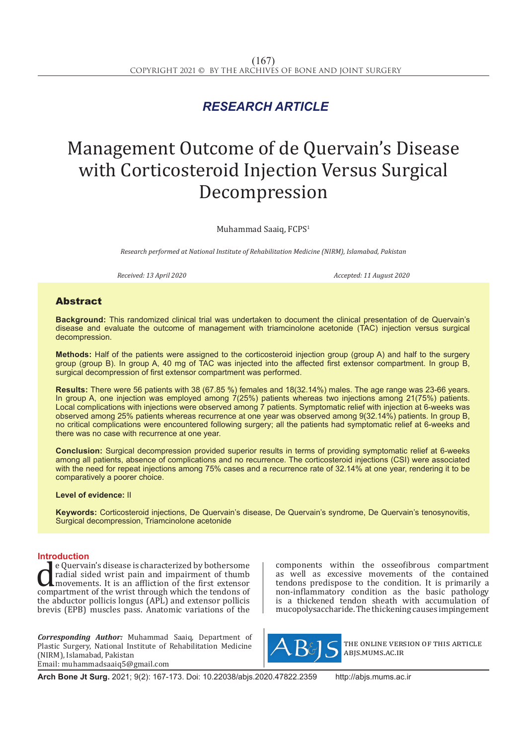*RESEARCH ARTICLE*

# Management Outcome of de Quervain's Disease with Corticosteroid Injection Versus Surgical Decompression

Muhammad Saaiq, FCPS[1]

*Research performed at National Institute of Rehabilitation Medicine (NIRM), Islamabad, Pakistan*

*Received: 13 April 2020* *Accepted: 11 August 2020*

## Abstract

**Background:** This randomized clinical trial was undertaken to document the clinical presentation of de Quervain's disease and evaluate the outcome of management with triamcinolone acetonide (TAC) injection versus surgical decompression.

**Methods:** Half of the patients were assigned to the corticosteroid injection group (group A) and half to the surgery group (group B). In group A, 40 mg of TAC was injected into the affected first extensor compartment. In group B, surgical decompression of first extensor compartment was performed.

**Results:** There were 56 patients with 38 (67.85 %) females and 18(32.14%) males. The age range was 23-66 years. In group A, one injection was employed among 7(25%) patients whereas two injections among 21(75%) patients. Local complications with injections were observed among 7 patients. Symptomatic relief with injection at 6-weeks was observed among 25% patients whereas recurrence at one year was observed among 9(32.14%) patients. In group B, no critical complications were encountered following surgery; all the patients had symptomatic relief at 6-weeks and there was no case with recurrence at one year.

**Conclusion:** Surgical decompression provided superior results in terms of providing symptomatic relief at 6-weeks among all patients, absence of complications and no recurrence. The corticosteroid injections (CSI) were associated with the need for repeat injections among 75% cases and a recurrence rate of 32.14% at one year, rendering it to be comparatively a poorer choice.

**Level of evidence:** II

**Keywords:** Corticosteroid injections, De Quervain's disease, De Quervain's syndrome, De Quervain's tenosynovitis, Surgical decompression, Triamcinolone acetonide

## Introduction

de Quervain's disease is characterized by bothersome radial sided wrist pain and impairment of thumb movements. It is an affliction of the first extensor compartment of the wrist through which the tendons of the abductor pollicis longus (APL) and extensor pollicis brevis (EPB) muscles pass. Anatomic variations of the components within the osseofibrous compartment as well as excessive movements of the contained tendons predispose to the condition. It is primarily a non-inflammatory condition as the basic pathology is a thickened tendon sheath with accumulation of mucopolysaccharide. The thickening causes impingement

*Corresponding Author:* Muhammad Saaiq, Department of Plastic Surgery, National Institute of Rehabilitation Medicine (NIRM), Islamabad, Pakistan
Email: muhammadsaaiq5@gmail.com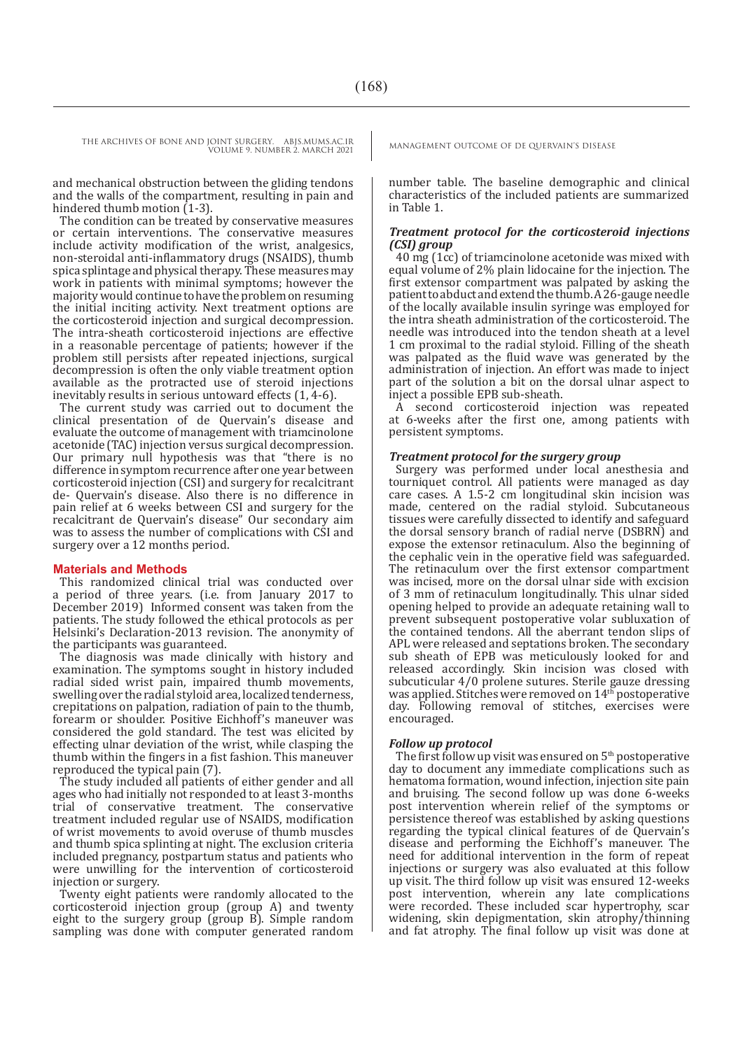and mechanical obstruction between the gliding tendons and the walls of the compartment, resulting in pain and hindered thumb motion (1-3).

The condition can be treated by conservative measures or certain interventions. The conservative measures include activity modification of the wrist, analgesics, non-steroidal anti-inflammatory drugs (NSAIDS), thumb spica splintage and physical therapy. These measures may work in patients with minimal symptoms; however the majority would continue to have the problem on resuming the initial inciting activity. Next treatment options are the corticosteroid injection and surgical decompression. The intra-sheath corticosteroid injections are effective in a reasonable percentage of patients; however if the problem still persists after repeated injections, surgical decompression is often the only viable treatment option available as the protracted use of steroid injections inevitably results in serious untoward effects (1, 4-6).

The current study was carried out to document the clinical presentation of de Quervain's disease and evaluate the outcome of management with triamcinolone acetonide (TAC) injection versus surgical decompression. Our primary null hypothesis was that "there is no difference in symptom recurrence after one year between corticosteroid injection (CSI) and surgery for recalcitrant de- Quervain's disease. Also there is no difference in pain relief at 6 weeks between CSI and surgery for the recalcitrant de Quervain's disease" Our secondary aim was to assess the number of complications with CSI and surgery over a 12 months period.

## Materials and Methods

This randomized clinical trial was conducted over a period of three years. (i.e. from January 2017 to December 2019) Informed consent was taken from the patients. The study followed the ethical protocols as per Helsinki's Declaration-2013 revision. The anonymity of the participants was guaranteed.

The diagnosis was made clinically with history and examination. The symptoms sought in history included radial sided wrist pain, impaired thumb movements, swelling over the radial styloid area, localized tenderness, crepitations on palpation, radiation of pain to the thumb, forearm or shoulder. Positive Eichhoff's maneuver was considered the gold standard. The test was elicited by effecting ulnar deviation of the wrist, while clasping the thumb within the fingers in a fist fashion. This maneuver reproduced the typical pain (7).

The study included all patients of either gender and all ages who had initially not responded to at least 3-months trial of conservative treatment. The conservative treatment included regular use of NSAIDS, modification of wrist movements to avoid overuse of thumb muscles and thumb spica splinting at night. The exclusion criteria included pregnancy, postpartum status and patients who were unwilling for the intervention of corticosteroid injection or surgery.

Twenty eight patients were randomly allocated to the corticosteroid injection group (group A) and twenty eight to the surgery group (group B). Simple random sampling was done with computer generated random number table. The baseline demographic and clinical characteristics of the included patients are summarized in Table 1.

### *Treatment protocol for the corticosteroid injections (CSI) group*

40 mg (1cc) of triamcinolone acetonide was mixed with equal volume of 2% plain lidocaine for the injection. The first extensor compartment was palpated by asking the patient to abduct and extend the thumb. A 26-gauge needle of the locally available insulin syringe was employed for the intra sheath administration of the corticosteroid. The needle was introduced into the tendon sheath at a level 1 cm proximal to the radial styloid. Filling of the sheath was palpated as the fluid wave was generated by the administration of injection. An effort was made to inject part of the solution a bit on the dorsal ulnar aspect to inject a possible EPB sub-sheath.

A second corticosteroid injection was repeated at 6-weeks after the first one, among patients with persistent symptoms.

### *Treatment protocol for the surgery group*

Surgery was performed under local anesthesia and tourniquet control. All patients were managed as day care cases. A 1.5-2 cm longitudinal skin incision was made, centered on the radial styloid. Subcutaneous tissues were carefully dissected to identify and safeguard the dorsal sensory branch of radial nerve (DSBRN) and expose the extensor retinaculum. Also the beginning of the cephalic vein in the operative field was safeguarded. The retinaculum over the first extensor compartment was incised, more on the dorsal ulnar side with excision of 3 mm of retinaculum longitudinally. This ulnar sided opening helped to provide an adequate retaining wall to prevent subsequent postoperative volar subluxation of the contained tendons. All the aberrant tendon slips of APL were released and septations broken. The secondary sub sheath of EPB was meticulously looked for and released accordingly. Skin incision was closed with subcuticular 4/0 prolene sutures. Sterile gauze dressing was applied. Stitches were removed on 14th postoperative day. Following removal of stitches, exercises were encouraged.

### *Follow up protocol*

The first follow up visit was ensured on 5th postoperative day to document any immediate complications such as hematoma formation, wound infection, injection site pain and bruising. The second follow up was done 6-weeks post intervention wherein relief of the symptoms or persistence thereof was established by asking questions regarding the typical clinical features of de Quervain's disease and performing the Eichhoff's maneuver. The need for additional intervention in the form of repeat injections or surgery was also evaluated at this follow up visit. The third follow up visit was ensured 12-weeks post intervention, wherein any late complications were recorded. These included scar hypertrophy, scar widening, skin depigmentation, skin atrophy/thinning and fat atrophy. The final follow up visit was done at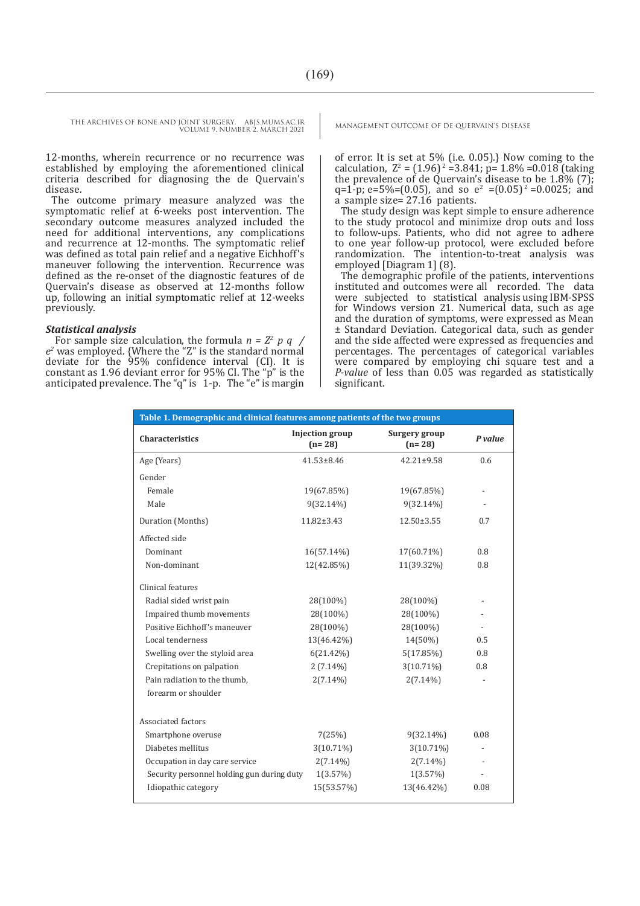12-months, wherein recurrence or no recurrence was established by employing the aforementioned clinical criteria described for diagnosing the de Quervain's disease.

The outcome primary measure analyzed was the symptomatic relief at 6-weeks post intervention. The secondary outcome measures analyzed included the need for additional interventions, any complications and recurrence at 12-months. The symptomatic relief was defined as total pain relief and a negative Eichhoff's maneuver following the intervention. Recurrence was defined as the re-onset of the diagnostic features of de Quervain's disease as observed at 12-months follow up, following an initial symptomatic relief at 12-weeks previously.

### *Statistical analysis*

For sample size calculation, the formula $n = Z^2 \, p \, q \; / \; e^2$ was employed. {Where the "Z" is the standard normal deviate for the 95% confidence interval (CI). It is constant as 1.96 deviant error for 95% CI. The "p" is the anticipated prevalence. The "q" is 1-p. The "e" is margin of error. It is set at 5% (i.e. 0.05).} Now coming to the calculation, $Z^2 = (1.96)^2 = 3.841$; p= 1.8% =0.018 (taking the prevalence of de Quervain's disease to be 1.8% (7); q=1-p; e=5%=(0.05), and so $e^2 = (0.05)^2 = 0.0025$; and a sample size= 27.16 patients.

The study design was kept simple to ensure adherence to the study protocol and minimize drop outs and loss to follow-ups. Patients, who did not agree to adhere to one year follow-up protocol, were excluded before randomization. The intention-to-treat analysis was employed [Diagram 1] (8).

The demographic profile of the patients, interventions instituted and outcomes were all recorded. The data were subjected to statistical analysis using IBM-SPSS for Windows version 21. Numerical data, such as age and the duration of symptoms, were expressed as Mean ± Standard Deviation. Categorical data, such as gender and the side affected were expressed as frequencies and percentages. The percentages of categorical variables were compared by employing chi square test and a *P-value* of less than 0.05 was regarded as statistically significant.

**Table 1. Demographic and clinical features among patients of the two groups**

| Characteristics | Injection group (n= 28) | Surgery group (n= 28) | *P value* |
|---|---|---|---|
| Age (Years) | 41.53±8.46 | 42.21±9.58 | 0.6 |
| Gender | | | |
| Female | 19(67.85%) | 19(67.85%) | - |
| Male | 9(32.14%) | 9(32.14%) | - |
| Duration (Months) | 11.82±3.43 | 12.50±3.55 | 0.7 |
| Affected side | | | |
| Dominant | 16(57.14%) | 17(60.71%) | 0.8 |
| Non-dominant | 12(42.85%) | 11(39.32%) | 0.8 |
| Clinical features | | | |
| Radial sided wrist pain | 28(100%) | 28(100%) | - |
| Impaired thumb movements | 28(100%) | 28(100%) | - |
| Positive Eichhoff's maneuver | 28(100%) | 28(100%) | - |
| Local tenderness | 13(46.42%) | 14(50%) | 0.5 |
| Swelling over the styloid area | 6(21.42%) | 5(17.85%) | 0.8 |
| Crepitations on palpation | 2 (7.14%) | 3(10.71%) | 0.8 |
| Pain radiation to the thumb, forearm or shoulder | 2(7.14%) | 2(7.14%) | - |
| Associated factors | | | |
| Smartphone overuse | 7(25%) | 9(32.14%) | 0.08 |
| Diabetes mellitus | 3(10.71%) | 3(10.71%) | - |
| Occupation in day care service | 2(7.14%) | 2(7.14%) | - |
| Security personnel holding gun during duty | 1(3.57%) | 1(3.57%) | - |
| Idiopathic category | 15(53.57%) | 13(46.42%) | 0.08 |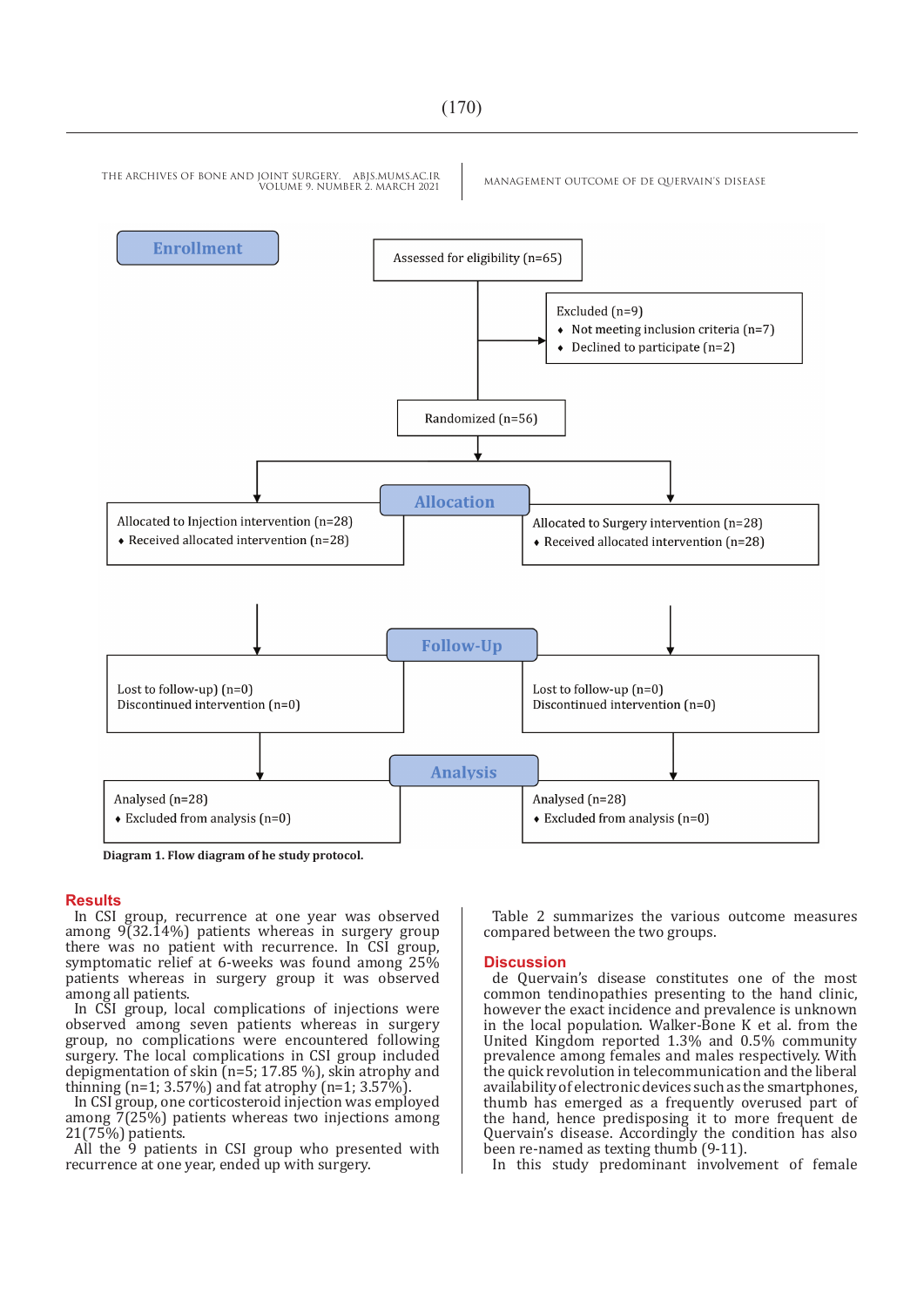Enrollment

Assessed for eligibility (n=65)

Excluded (n=9)
- Not meeting inclusion criteria (n=7)
- Declined to participate (n=2)

Randomized (n=56)

Allocation

Allocated to Injection intervention (n=28)
- Received allocated intervention (n=28)

Allocated to Surgery intervention (n=28)
- Received allocated intervention (n=28)

Follow-Up

Lost to follow-up) (n=0)
Discontinued intervention (n=0)

Lost to follow-up (n=0)
Discontinued intervention (n=0)

Analysis

Analysed (n=28)
- Excluded from analysis (n=0)

Analysed (n=28)
- Excluded from analysis (n=0)

**Diagram 1. Flow diagram of he study protocol.**

## Results

In CSI group, recurrence at one year was observed among 9(32.14%) patients whereas in surgery group there was no patient with recurrence. In CSI group, symptomatic relief at 6-weeks was found among 25% patients whereas in surgery group it was observed among all patients.

In CSI group, local complications of injections were observed among seven patients whereas in surgery group, no complications were encountered following surgery. The local complications in CSI group included depigmentation of skin (n=5; 17.85 %), skin atrophy and thinning (n=1; 3.57%) and fat atrophy (n=1; 3.57%).

In CSI group, one corticosteroid injection was employed among 7(25%) patients whereas two injections among 21(75%) patients.

All the 9 patients in CSI group who presented with recurrence at one year, ended up with surgery.

Table 2 summarizes the various outcome measures compared between the two groups.

## Discussion

de Quervain's disease constitutes one of the most common tendinopathies presenting to the hand clinic, however the exact incidence and prevalence is unknown in the local population. Walker-Bone K et al. from the United Kingdom reported 1.3% and 0.5% community prevalence among females and males respectively. With the quick revolution in telecommunication and the liberal availability of electronic devices such as the smartphones, thumb has emerged as a frequently overused part of the hand, hence predisposing it to more frequent de Quervain's disease. Accordingly the condition has also been re-named as texting thumb (9-11).

In this study predominant involvement of female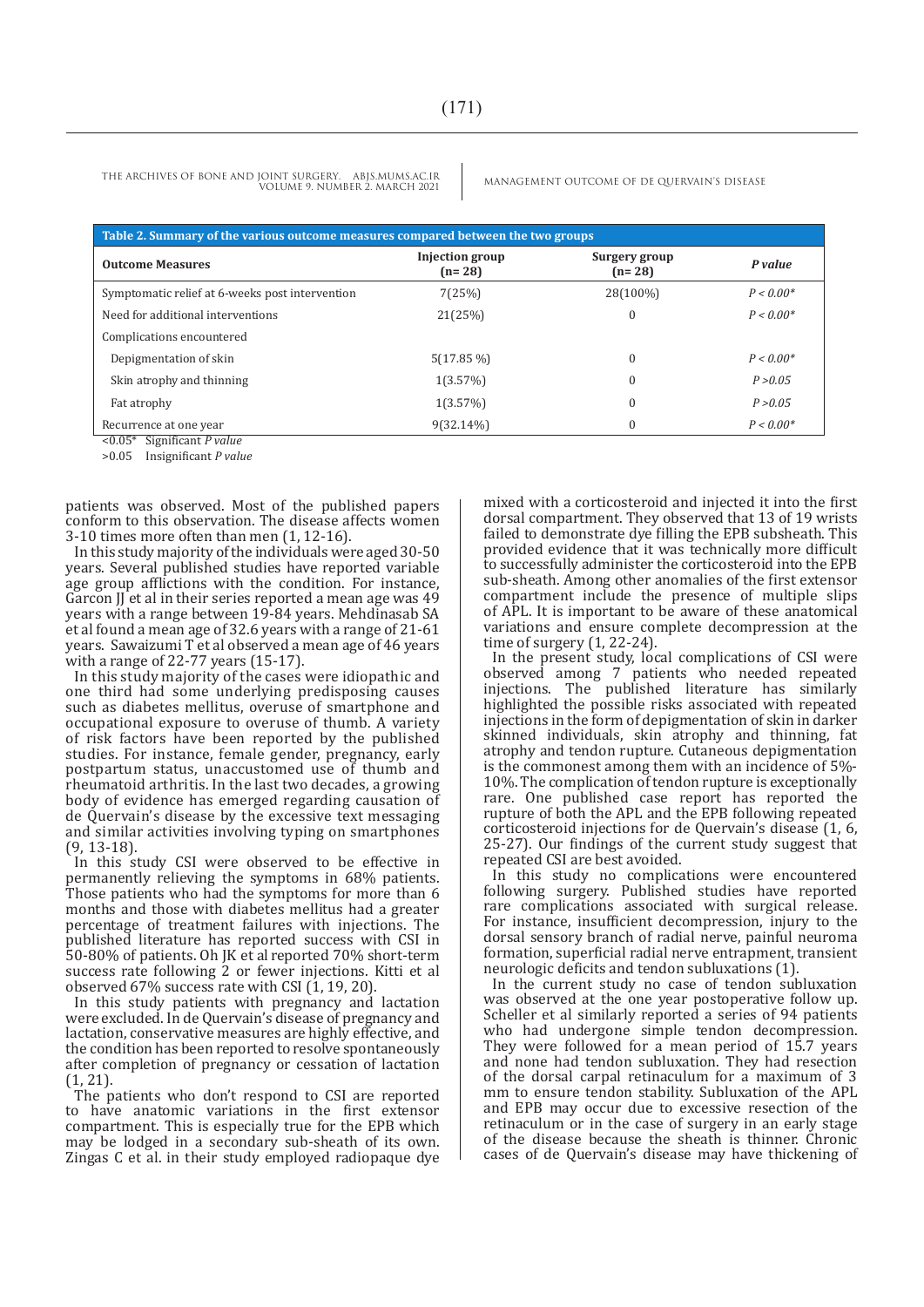**Table 2. Summary of the various outcome measures compared between the two groups**

| Outcome Measures | Injection group (n= 28) | Surgery group (n= 28) | *P value* |
|---|---|---|---|
| Symptomatic relief at 6-weeks post intervention | 7(25%) | 28(100%) | *P < 0.00** |
| Need for additional interventions | 21(25%) | 0 | *P < 0.00** |
| Complications encountered | | | |
| Depigmentation of skin | 5(17.85 %) | 0 | *P < 0.00** |
| Skin atrophy and thinning | 1(3.57%) | 0 | *P >0.05* |
| Fat atrophy | 1(3.57%) | 0 | *P >0.05* |
| Recurrence at one year | 9(32.14%) | 0 | *P < 0.00** |

<0.05* Significant *P value*

>0.05 Insignificant *P value*

patients was observed. Most of the published papers conform to this observation. The disease affects women 3-10 times more often than men (1, 12-16).

In this study majority of the individuals were aged 30-50 years. Several published studies have reported variable age group afflictions with the condition. For instance, Garcon JJ et al in their series reported a mean age was 49 years with a range between 19-84 years. Mehdinasab SA et al found a mean age of 32.6 years with a range of 21-61 years. Sawaizumi T et al observed a mean age of 46 years with a range of 22-77 years (15-17).

In this study majority of the cases were idiopathic and one third had some underlying predisposing causes such as diabetes mellitus, overuse of smartphone and occupational exposure to overuse of thumb. A variety of risk factors have been reported by the published studies. For instance, female gender, pregnancy, early postpartum status, unaccustomed use of thumb and rheumatoid arthritis. In the last two decades, a growing body of evidence has emerged regarding causation of de Quervain's disease by the excessive text messaging and similar activities involving typing on smartphones (9, 13-18).

In this study CSI were observed to be effective in permanently relieving the symptoms in 68% patients. Those patients who had the symptoms for more than 6 months and those with diabetes mellitus had a greater percentage of treatment failures with injections. The published literature has reported success with CSI in 50-80% of patients. Oh JK et al reported 70% short-term success rate following 2 or fewer injections. Kitti et al observed 67% success rate with CSI (1, 19, 20).

In this study patients with pregnancy and lactation were excluded. In de Quervain's disease of pregnancy and lactation, conservative measures are highly effective, and the condition has been reported to resolve spontaneously after completion of pregnancy or cessation of lactation (1, 21).

The patients who don't respond to CSI are reported to have anatomic variations in the first extensor compartment. This is especially true for the EPB which may be lodged in a secondary sub-sheath of its own. Zingas C et al. in their study employed radiopaque dye mixed with a corticosteroid and injected it into the first dorsal compartment. They observed that 13 of 19 wrists failed to demonstrate dye filling the EPB subsheath. This provided evidence that it was technically more difficult to successfully administer the corticosteroid into the EPB sub-sheath. Among other anomalies of the first extensor compartment include the presence of multiple slips of APL. It is important to be aware of these anatomical variations and ensure complete decompression at the time of surgery (1, 22-24).

In the present study, local complications of CSI were observed among 7 patients who needed repeated injections. The published literature has similarly highlighted the possible risks associated with repeated injections in the form of depigmentation of skin in darker skinned individuals, skin atrophy and thinning, fat atrophy and tendon rupture. Cutaneous depigmentation is the commonest among them with an incidence of 5%-10%. The complication of tendon rupture is exceptionally rare. One published case report has reported the rupture of both the APL and the EPB following repeated corticosteroid injections for de Quervain's disease (1, 6, 25-27). Our findings of the current study suggest that repeated CSI are best avoided.

In this study no complications were encountered following surgery. Published studies have reported rare complications associated with surgical release. For instance, insufficient decompression, injury to the dorsal sensory branch of radial nerve, painful neuroma formation, superficial radial nerve entrapment, transient neurologic deficits and tendon subluxations (1).

In the current study no case of tendon subluxation was observed at the one year postoperative follow up. Scheller et al similarly reported a series of 94 patients who had undergone simple tendon decompression. They were followed for a mean period of 15.7 years and none had tendon subluxation. They had resection of the dorsal carpal retinaculum for a maximum of 3 mm to ensure tendon stability. Subluxation of the APL and EPB may occur due to excessive resection of the retinaculum or in the case of surgery in an early stage of the disease because the sheath is thinner. Chronic cases of de Quervain's disease may have thickening of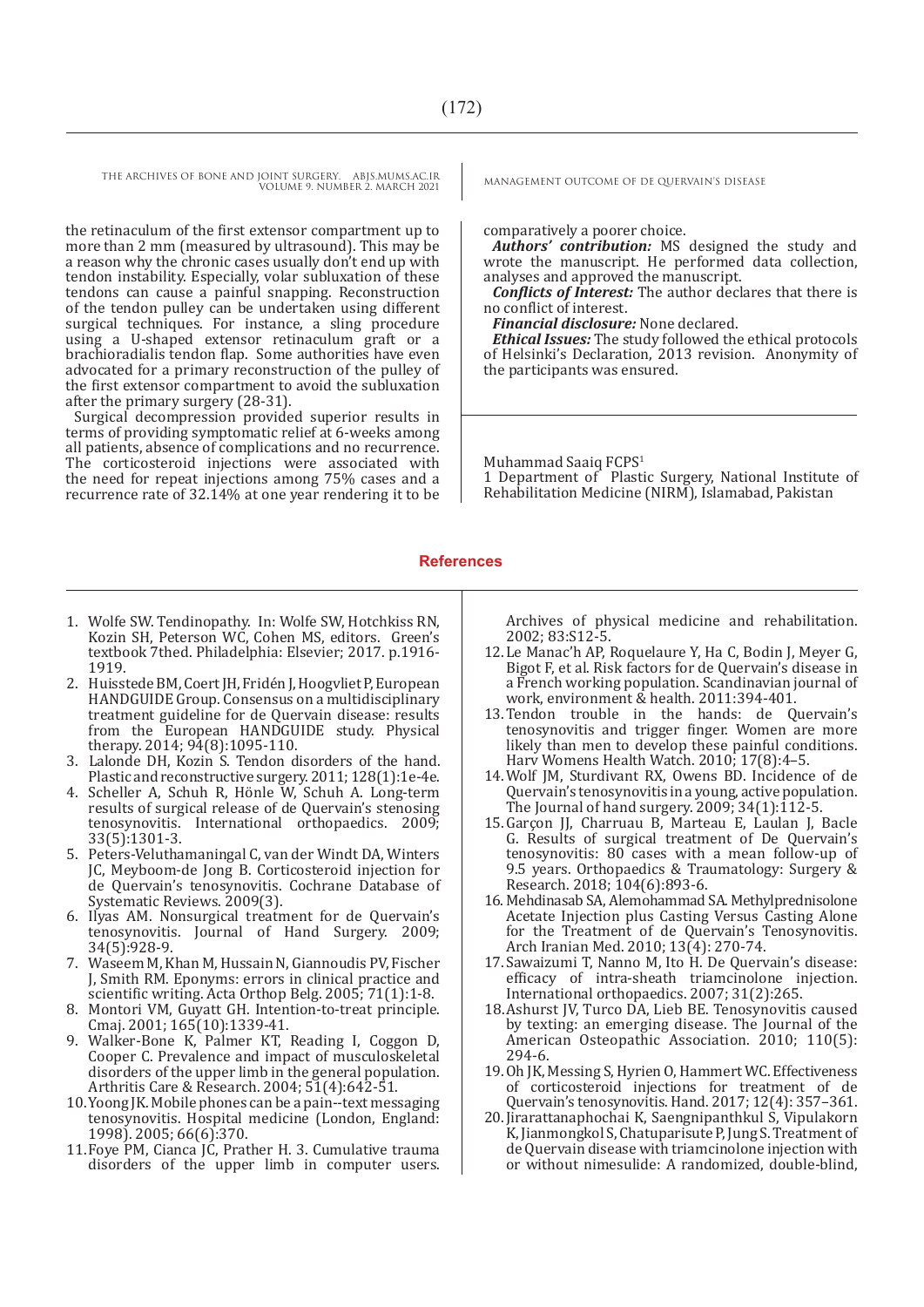the retinaculum of the first extensor compartment up to more than 2 mm (measured by ultrasound). This may be a reason why the chronic cases usually don't end up with tendon instability. Especially, volar subluxation of these tendons can cause a painful snapping. Reconstruction of the tendon pulley can be undertaken using different surgical techniques. For instance, a sling procedure using a U-shaped extensor retinaculum graft or a brachioradialis tendon flap. Some authorities have even advocated for a primary reconstruction of the pulley of the first extensor compartment to avoid the subluxation after the primary surgery (28-31).

Surgical decompression provided superior results in terms of providing symptomatic relief at 6-weeks among all patients, absence of complications and no recurrence. The corticosteroid injections were associated with the need for repeat injections among 75% cases and a recurrence rate of 32.14% at one year rendering it to be comparatively a poorer choice.

***Authors' contribution:*** MS designed the study and wrote the manuscript. He performed data collection, analyses and approved the manuscript.

***Conflicts of Interest:*** The author declares that there is no conflict of interest.

***Financial disclosure:*** None declared.

***Ethical Issues:*** The study followed the ethical protocols of Helsinki's Declaration, 2013 revision. Anonymity of the participants was ensured.

Muhammad Saaiq FCPS[1]

1 Department of Plastic Surgery, National Institute of Rehabilitation Medicine (NIRM), Islamabad, Pakistan

## References

1. Wolfe SW. Tendinopathy. In: Wolfe SW, Hotchkiss RN, Kozin SH, Peterson WC, Cohen MS, editors. Green's textbook 7thed. Philadelphia: Elsevier; 2017. p.1916-1919.
2. Huisstede BM, Coert JH, Fridén J, Hoogvliet P, European HANDGUIDE Group. Consensus on a multidisciplinary treatment guideline for de Quervain disease: results from the European HANDGUIDE study. Physical therapy. 2014; 94(8):1095-110.
3. Lalonde DH, Kozin S. Tendon disorders of the hand. Plastic and reconstructive surgery. 2011; 128(1):1e-4e.
4. Scheller A, Schuh R, Hönle W, Schuh A. Long-term results of surgical release of de Quervain's stenosing tenosynovitis. International orthopaedics. 2009; 33(5):1301-3.
5. Peters-Veluthamaningal C, van der Windt DA, Winters JC, Meyboom-de Jong B. Corticosteroid injection for de Quervain's tenosynovitis. Cochrane Database of Systematic Reviews. 2009(3).
6. Ilyas AM. Nonsurgical treatment for de Quervain's tenosynovitis. Journal of Hand Surgery. 2009; 34(5):928-9.
7. Waseem M, Khan M, Hussain N, Giannoudis PV, Fischer J, Smith RM. Eponyms: errors in clinical practice and scientific writing. Acta Orthop Belg. 2005; 71(1):1-8.
8. Montori VM, Guyatt GH. Intention-to-treat principle. Cmaj. 2001; 165(10):1339-41.
9. Walker-Bone K, Palmer KT, Reading I, Coggon D, Cooper C. Prevalence and impact of musculoskeletal disorders of the upper limb in the general population. Arthritis Care & Research. 2004; 51(4):642-51.
10. Yoong JK. Mobile phones can be a pain--text messaging tenosynovitis. Hospital medicine (London, England: 1998). 2005; 66(6):370.
11. Foye PM, Cianca JC, Prather H. 3. Cumulative trauma disorders of the upper limb in computer users. Archives of physical medicine and rehabilitation. 2002; 83:S12-5.
12. Le Manac'h AP, Roquelaure Y, Ha C, Bodin J, Meyer G, Bigot F, et al. Risk factors for de Quervain's disease in a French working population. Scandinavian journal of work, environment & health. 2011:394-401.
13. Tendon trouble in the hands: de Quervain's tenosynovitis and trigger finger. Women are more likely than men to develop these painful conditions. Harv Womens Health Watch. 2010; 17(8):4–5.
14. Wolf JM, Sturdivant RX, Owens BD. Incidence of de Quervain's tenosynovitis in a young, active population. The Journal of hand surgery. 2009; 34(1):112-5.
15. Garçon JJ, Charruau B, Marteau E, Laulan J, Bacle G. Results of surgical treatment of De Quervain's tenosynovitis: 80 cases with a mean follow-up of 9.5 years. Orthopaedics & Traumatology: Surgery & Research. 2018; 104(6):893-6.
16. Mehdinasab SA, Alemohammad SA. Methylprednisolone Acetate Injection plus Casting Versus Casting Alone for the Treatment of de Quervain's Tenosynovitis. Arch Iranian Med. 2010; 13(4): 270-74.
17. Sawaizumi T, Nanno M, Ito H. De Quervain's disease: efficacy of intra-sheath triamcinolone injection. International orthopaedics. 2007; 31(2):265.
18. Ashurst JV, Turco DA, Lieb BE. Tenosynovitis caused by texting: an emerging disease. The Journal of the American Osteopathic Association. 2010; 110(5): 294-6.
19. Oh JK, Messing S, Hyrien O, Hammert WC. Effectiveness of corticosteroid injections for treatment of de Quervain's tenosynovitis. Hand. 2017; 12(4): 357–361.
20. Jirarattanaphochai K, Saengnipanthkul S, Vipulakorn K, Jianmongkol S, Chatuparisute P, Jung S. Treatment of de Quervain disease with triamcinolone injection with or without nimesulide: A randomized, double-blind,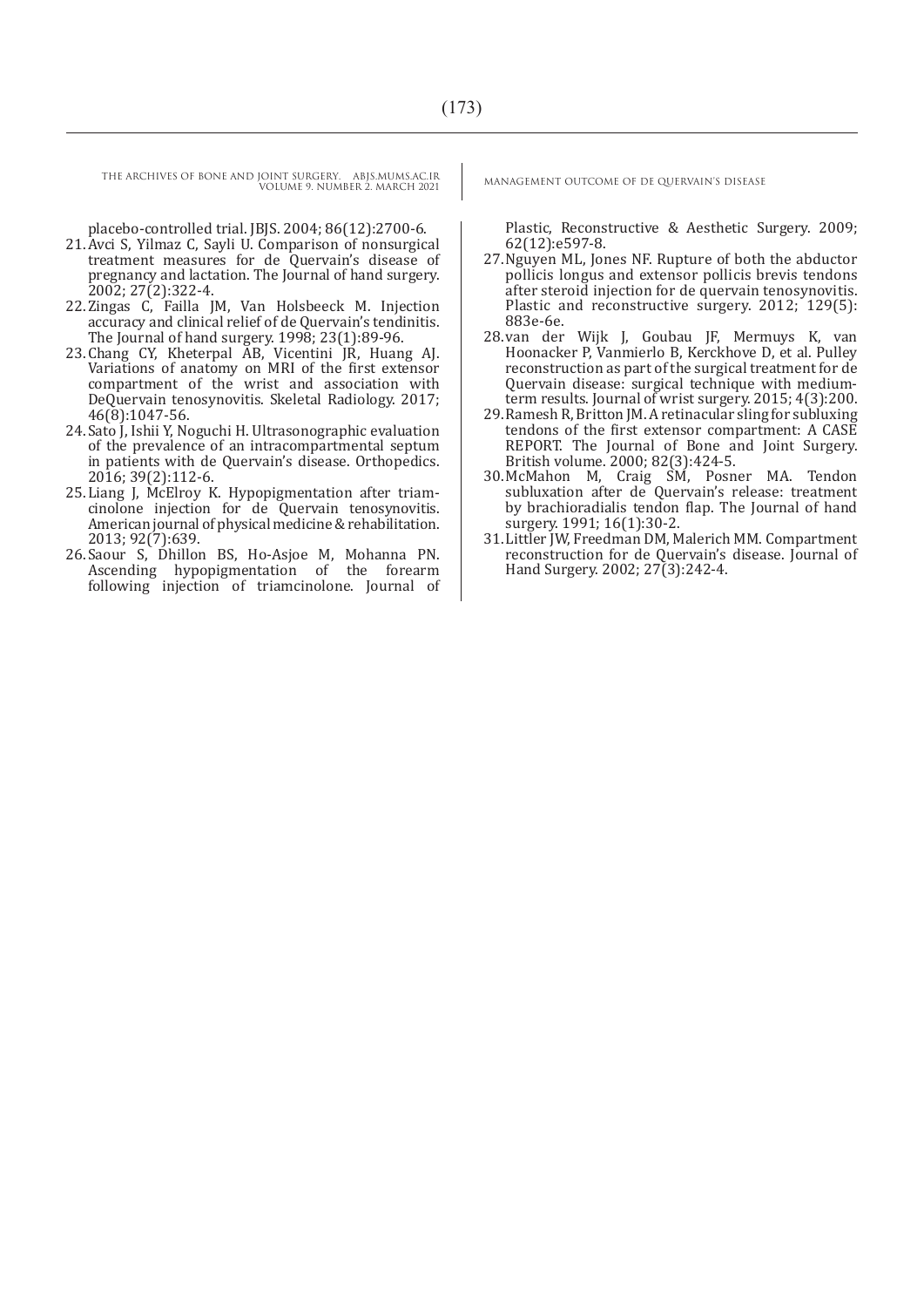placebo-controlled trial. JBJS. 2004; 86(12):2700-6.

21. Avci S, Yilmaz C, Sayli U. Comparison of nonsurgical treatment measures for de Quervain's disease of pregnancy and lactation. The Journal of hand surgery. 2002; 27(2):322-4.
22. Zingas C, Failla JM, Van Holsbeeck M. Injection accuracy and clinical relief of de Quervain's tendinitis. The Journal of hand surgery. 1998; 23(1):89-96.
23. Chang CY, Kheterpal AB, Vicentini JR, Huang AJ. Variations of anatomy on MRI of the first extensor compartment of the wrist and association with DeQuervain tenosynovitis. Skeletal Radiology. 2017; 46(8):1047-56.
24. Sato J, Ishii Y, Noguchi H. Ultrasonographic evaluation of the prevalence of an intracompartmental septum in patients with de Quervain's disease. Orthopedics. 2016; 39(2):112-6.
25. Liang J, McElroy K. Hypopigmentation after triamcinolone injection for de Quervain tenosynovitis. American journal of physical medicine & rehabilitation. 2013; 92(7):639.
26. Saour S, Dhillon BS, Ho-Asjoe M, Mohanna PN. Ascending hypopigmentation of the forearm following injection of triamcinolone. Journal of Plastic, Reconstructive & Aesthetic Surgery. 2009; 62(12):e597-8.
27. Nguyen ML, Jones NF. Rupture of both the abductor pollicis longus and extensor pollicis brevis tendons after steroid injection for de quervain tenosynovitis. Plastic and reconstructive surgery. 2012; 129(5): 883e-6e.
28. van der Wijk J, Goubau JF, Mermuys K, van Hoonacker P, Vanmierlo B, Kerckhove D, et al. Pulley reconstruction as part of the surgical treatment for de Quervain disease: surgical technique with medium-term results. Journal of wrist surgery. 2015; 4(3):200.
29. Ramesh R, Britton JM. A retinacular sling for subluxing tendons of the first extensor compartment: A CASE REPORT. The Journal of Bone and Joint Surgery. British volume. 2000; 82(3):424-5.
30. McMahon M, Craig SM, Posner MA. Tendon subluxation after de Quervain's release: treatment by brachioradialis tendon flap. The Journal of hand surgery. 1991; 16(1):30-2.
31. Littler JW, Freedman DM, Malerich MM. Compartment reconstruction for de Quervain's disease. Journal of Hand Surgery. 2002; 27(3):242-4.